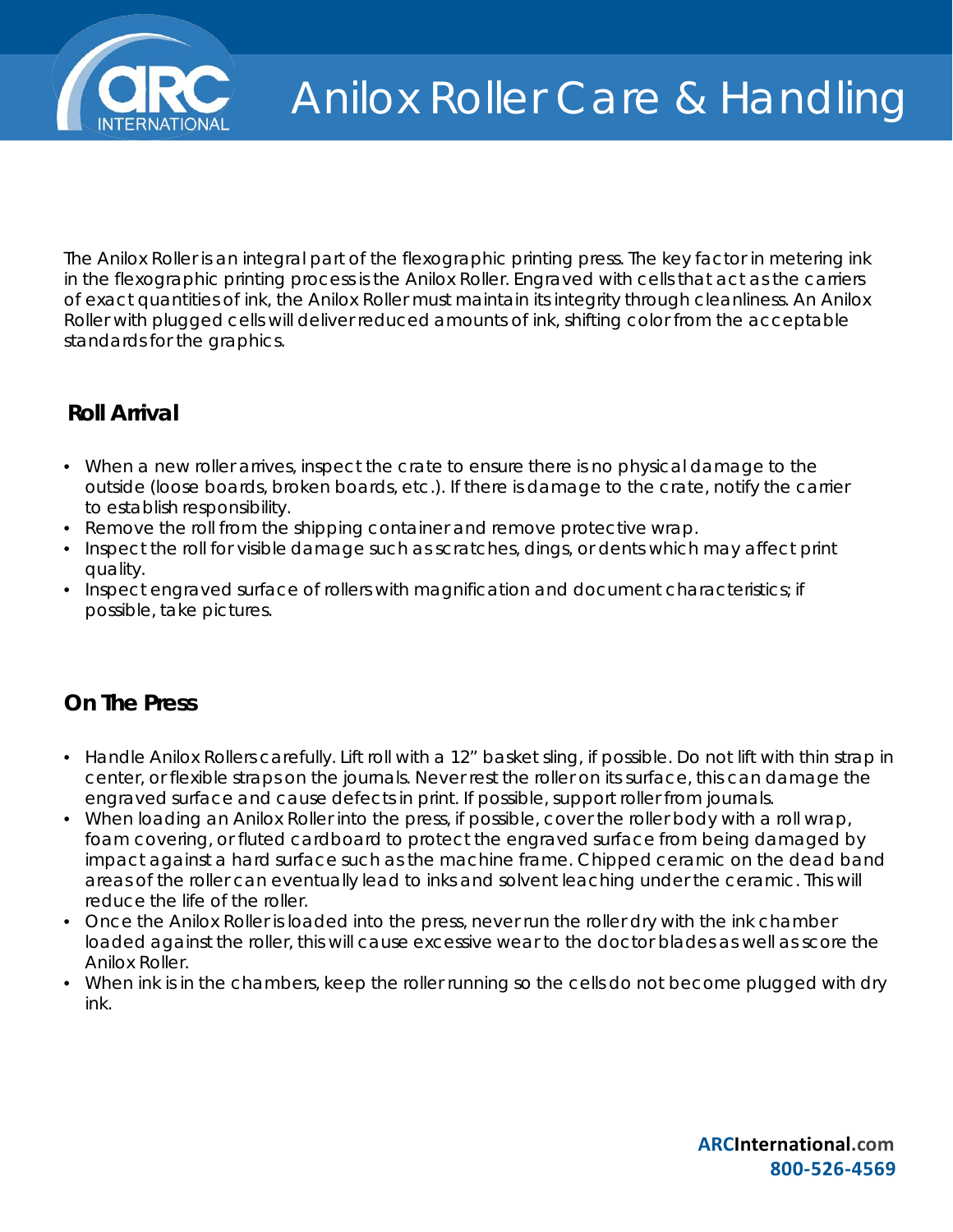# Anilox Roller Care & Handling

The Anilox Roller is an integral part of the flexographic printing press. The key factor in metering ink in the flexographic printing process is the Anilox Roller. Engraved with cells that act as the carriers of exact quantities of ink, the Anilox Roller must maintain its integrity through cleanliness. An Anilox Roller with plugged cells will deliver reduced amounts of ink, shifting color from the acceptable standards for the graphics.

## Roll Arrival

- When a new roller arrives, inspect the crate to ensure there is no physical damage to the outside (loose boards, broken boards, etc.). If there is damage to the crate, notify the carrier to establish responsibility.
- Remove the roll from the shipping container and remove protective wrap.
- Inspect the roll for visible damage such as scratches, dings, or dents which may affect print quality.
- Inspect engraved surface of rollers with magnification and document characteristics; if possible, take pictures.

## On The Press

- Handle Anilox Rollers carefully. Lift roll with a 12" basket sling, if possible. Do not lift with thin strap in center, or flexible straps on the journals. Never rest the roller on its surface, this can damage the engraved surface and cause defects in print. If possible, support roller from journals.
- When loading an Anilox Roller into the press, if possible, cover the roller body with a roll wrap, foam covering, or fluted cardboard to protect the engraved surface from being damaged by impact against a hard surface such as the machine frame. Chipped ceramic on the dead band areas of the roller can eventually lead to inks and solvent leaching under the ceramic. This will reduce the life of the roller.
- Once the Anilox Roller is loaded into the press, never run the roller dry with the ink chamber loaded against the roller, this will cause excessive wear to the doctor blades as well as score the Anilox Roller.
- When ink is in the chambers, keep the roller running so the cells do not become plugged with dry ink.

**ARCInternational.com**
**800-526-4569**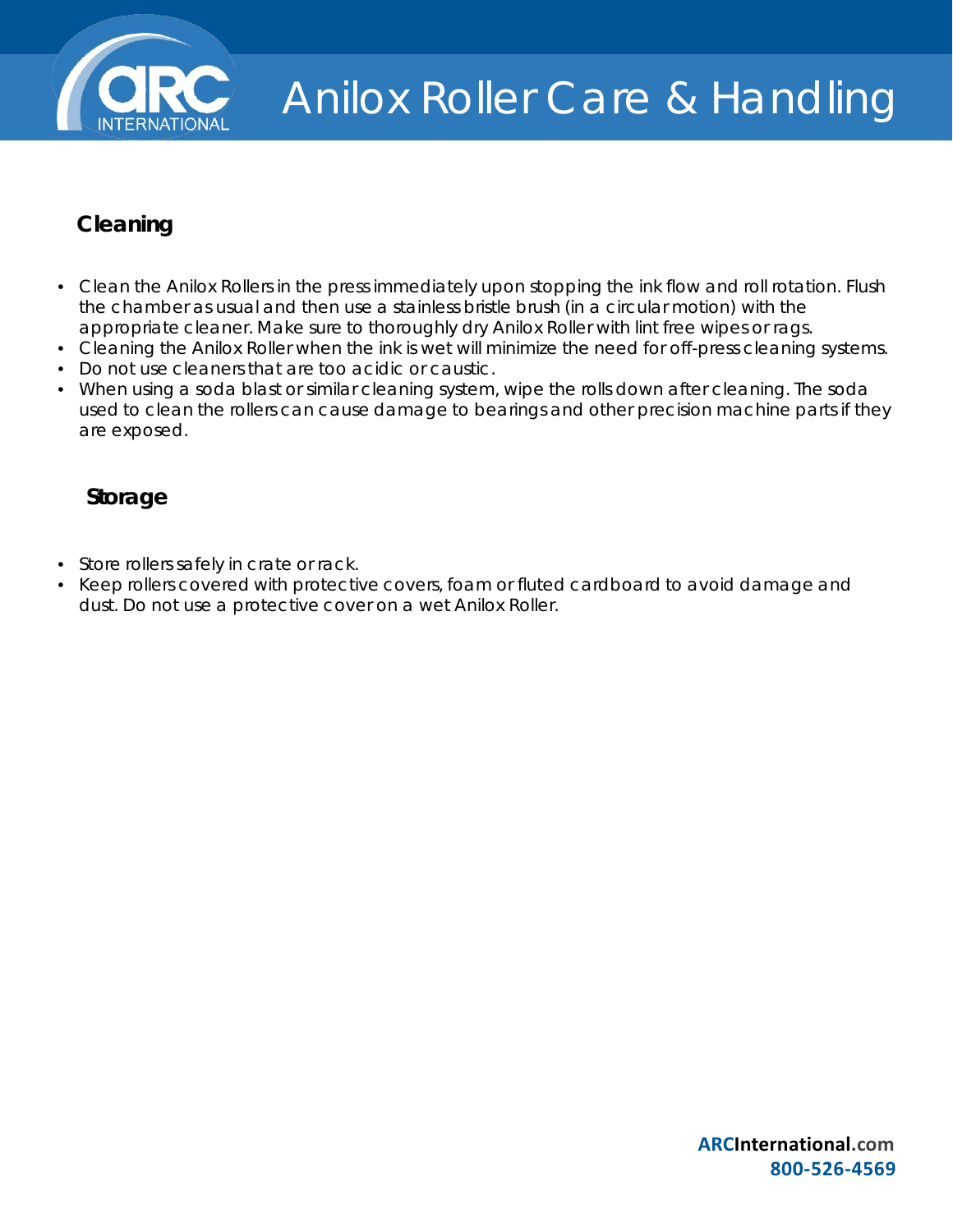# Anilox Roller Care & Handling

## Cleaning

- Clean the Anilox Rollers in the press immediately upon stopping the ink flow and roll rotation. Flush the chamber as usual and then use a stainless bristle brush (in a circular motion) with the appropriate cleaner. Make sure to thoroughly dry Anilox Roller with lint free wipes or rags.
- Cleaning the Anilox Roller when the ink is wet will minimize the need for off-press cleaning systems.
- Do not use cleaners that are too acidic or caustic.
- When using a soda blast or similar cleaning system, wipe the rolls down after cleaning. The soda used to clean the rollers can cause damage to bearings and other precision machine parts if they are exposed.

## Storage

- Store rollers safely in crate or rack.
- Keep rollers covered with protective covers, foam or fluted cardboard to avoid damage and dust. Do not use a protective cover on a wet Anilox Roller.

ARCInternational.com
800-526-4569